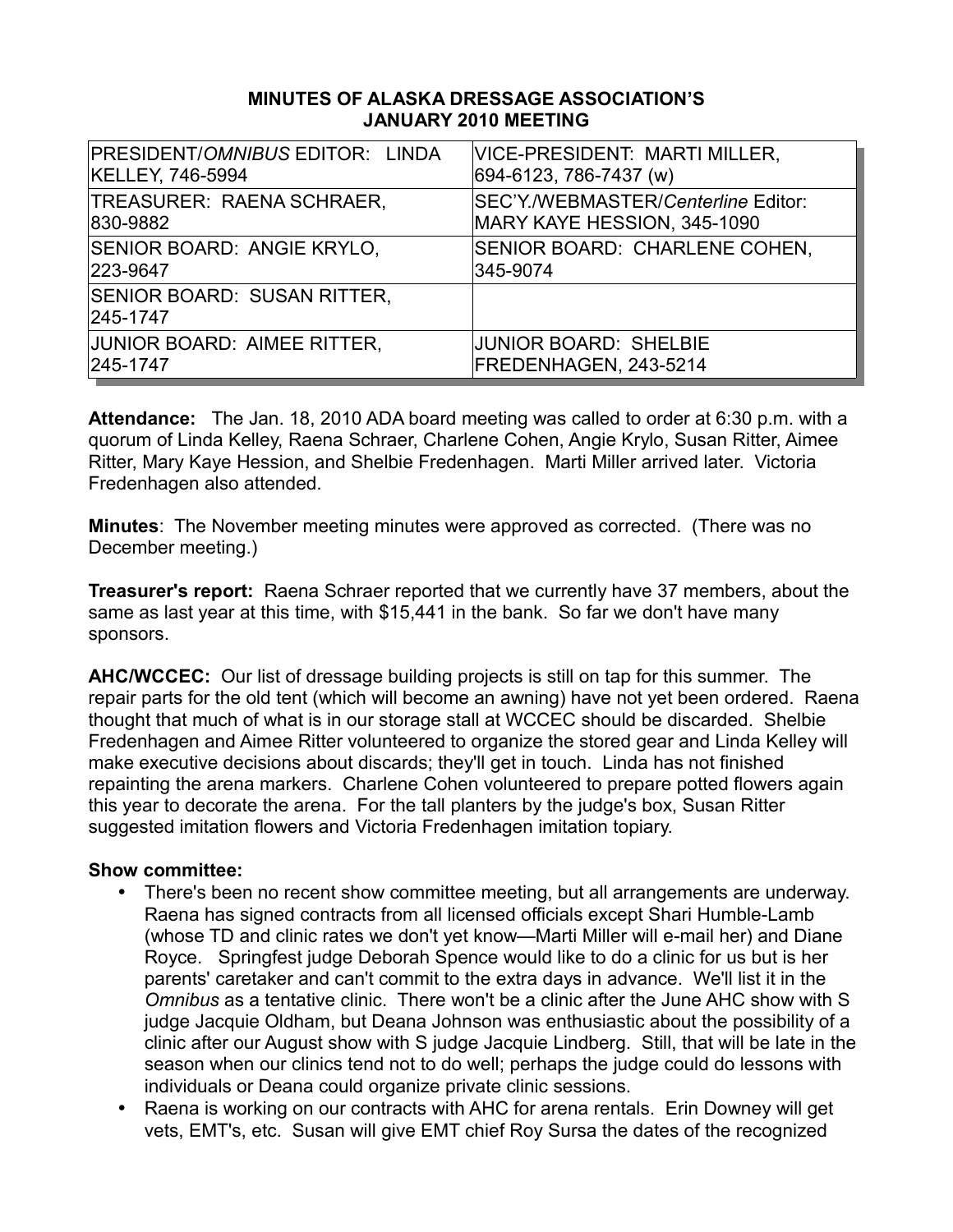## MINUTES OF ALASKA DRESSAGE ASSOCIATION'S JANUARY 2010 MEETING

| | |
|---|---|
| PRESIDENT/*OMNIBUS* EDITOR: LINDA KELLEY, 746-5994 | VICE-PRESIDENT: MARTI MILLER, 694-6123, 786-7437 (w) |
| TREASURER: RAENA SCHRAER, 830-9882 | SEC'Y./WEBMASTER/*Centerline* Editor: MARY KAYE HESSION, 345-1090 |
| SENIOR BOARD: ANGIE KRYLO, 223-9647 | SENIOR BOARD: CHARLENE COHEN, 345-9074 |
| SENIOR BOARD: SUSAN RITTER, 245-1747 | |
| JUNIOR BOARD: AIMEE RITTER, 245-1747 | JUNIOR BOARD: SHELBIE FREDENHAGEN, 243-5214 |

**Attendance:** The Jan. 18, 2010 ADA board meeting was called to order at 6:30 p.m. with a quorum of Linda Kelley, Raena Schraer, Charlene Cohen, Angie Krylo, Susan Ritter, Aimee Ritter, Mary Kaye Hession, and Shelbie Fredenhagen. Marti Miller arrived later. Victoria Fredenhagen also attended.

**Minutes**: The November meeting minutes were approved as corrected. (There was no December meeting.)

**Treasurer's report:** Raena Schraer reported that we currently have 37 members, about the same as last year at this time, with $15,441 in the bank. So far we don't have many sponsors.

**AHC/WCCEC:** Our list of dressage building projects is still on tap for this summer. The repair parts for the old tent (which will become an awning) have not yet been ordered. Raena thought that much of what is in our storage stall at WCCEC should be discarded. Shelbie Fredenhagen and Aimee Ritter volunteered to organize the stored gear and Linda Kelley will make executive decisions about discards; they'll get in touch. Linda has not finished repainting the arena markers. Charlene Cohen volunteered to prepare potted flowers again this year to decorate the arena. For the tall planters by the judge's box, Susan Ritter suggested imitation flowers and Victoria Fredenhagen imitation topiary.

**Show committee:**

- There's been no recent show committee meeting, but all arrangements are underway. Raena has signed contracts from all licensed officials except Shari Humble-Lamb (whose TD and clinic rates we don't yet know—Marti Miller will e-mail her) and Diane Royce. Springfest judge Deborah Spence would like to do a clinic for us but is her parents' caretaker and can't commit to the extra days in advance. We'll list it in the *Omnibus* as a tentative clinic. There won't be a clinic after the June AHC show with S judge Jacquie Oldham, but Deana Johnson was enthusiastic about the possibility of a clinic after our August show with S judge Jacquie Lindberg. Still, that will be late in the season when our clinics tend not to do well; perhaps the judge could do lessons with individuals or Deana could organize private clinic sessions.
- Raena is working on our contracts with AHC for arena rentals. Erin Downey will get vets, EMT's, etc. Susan will give EMT chief Roy Sursa the dates of the recognized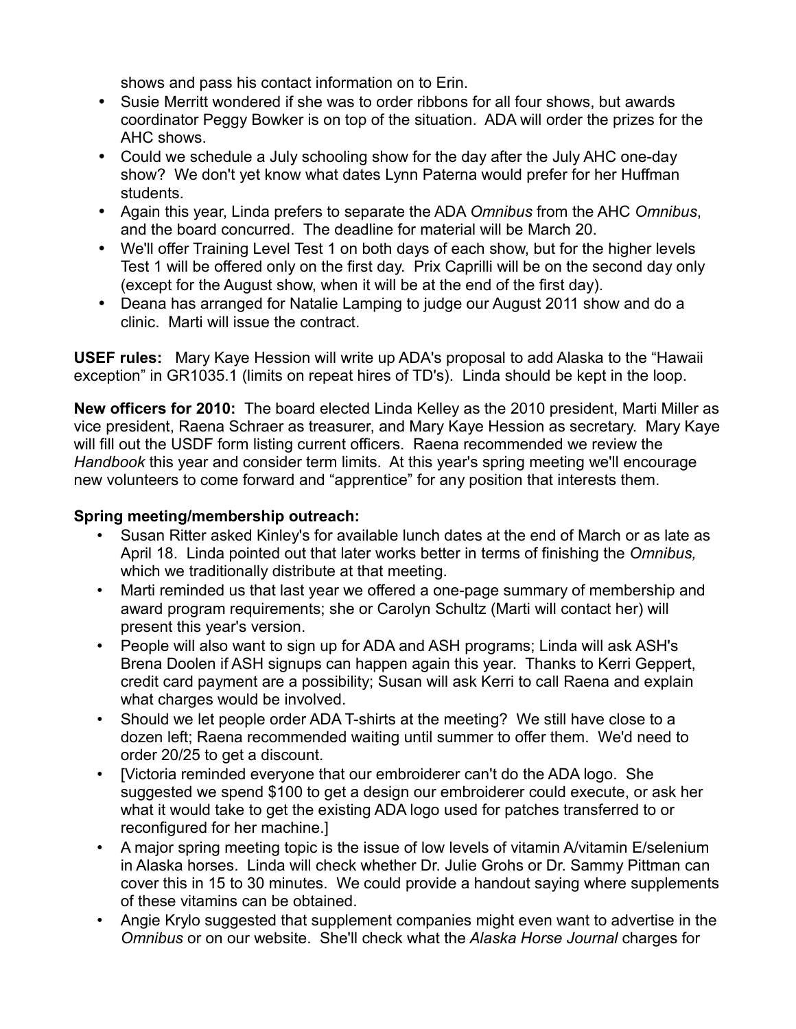shows and pass his contact information on to Erin.

- Susie Merritt wondered if she was to order ribbons for all four shows, but awards coordinator Peggy Bowker is on top of the situation. ADA will order the prizes for the AHC shows.
- Could we schedule a July schooling show for the day after the July AHC one-day show? We don't yet know what dates Lynn Paterna would prefer for her Huffman students.
- Again this year, Linda prefers to separate the ADA *Omnibus* from the AHC *Omnibus*, and the board concurred. The deadline for material will be March 20.
- We'll offer Training Level Test 1 on both days of each show, but for the higher levels Test 1 will be offered only on the first day. Prix Caprilli will be on the second day only (except for the August show, when it will be at the end of the first day).
- Deana has arranged for Natalie Lamping to judge our August 2011 show and do a clinic. Marti will issue the contract.

**USEF rules:** Mary Kaye Hession will write up ADA's proposal to add Alaska to the "Hawaii exception" in GR1035.1 (limits on repeat hires of TD's). Linda should be kept in the loop.

**New officers for 2010:** The board elected Linda Kelley as the 2010 president, Marti Miller as vice president, Raena Schraer as treasurer, and Mary Kaye Hession as secretary. Mary Kaye will fill out the USDF form listing current officers. Raena recommended we review the *Handbook* this year and consider term limits. At this year's spring meeting we'll encourage new volunteers to come forward and "apprentice" for any position that interests them.

**Spring meeting/membership outreach:**

- Susan Ritter asked Kinley's for available lunch dates at the end of March or as late as April 18. Linda pointed out that later works better in terms of finishing the *Omnibus,* which we traditionally distribute at that meeting.
- Marti reminded us that last year we offered a one-page summary of membership and award program requirements; she or Carolyn Schultz (Marti will contact her) will present this year's version.
- People will also want to sign up for ADA and ASH programs; Linda will ask ASH's Brena Doolen if ASH signups can happen again this year. Thanks to Kerri Geppert, credit card payment are a possibility; Susan will ask Kerri to call Raena and explain what charges would be involved.
- Should we let people order ADA T-shirts at the meeting? We still have close to a dozen left; Raena recommended waiting until summer to offer them. We'd need to order 20/25 to get a discount.
- [Victoria reminded everyone that our embroiderer can't do the ADA logo. She suggested we spend $100 to get a design our embroiderer could execute, or ask her what it would take to get the existing ADA logo used for patches transferred to or reconfigured for her machine.]
- A major spring meeting topic is the issue of low levels of vitamin A/vitamin E/selenium in Alaska horses. Linda will check whether Dr. Julie Grohs or Dr. Sammy Pittman can cover this in 15 to 30 minutes. We could provide a handout saying where supplements of these vitamins can be obtained.
- Angie Krylo suggested that supplement companies might even want to advertise in the *Omnibus* or on our website. She'll check what the *Alaska Horse Journal* charges for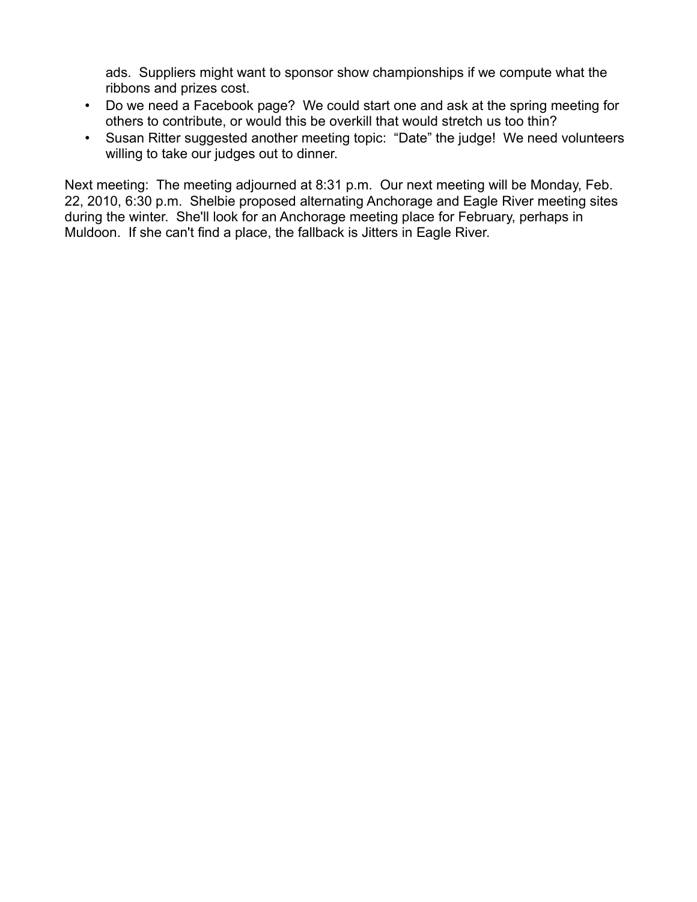ads. Suppliers might want to sponsor show championships if we compute what the ribbons and prizes cost.

- Do we need a Facebook page? We could start one and ask at the spring meeting for others to contribute, or would this be overkill that would stretch us too thin?
- Susan Ritter suggested another meeting topic: "Date" the judge! We need volunteers willing to take our judges out to dinner.

Next meeting: The meeting adjourned at 8:31 p.m. Our next meeting will be Monday, Feb. 22, 2010, 6:30 p.m. Shelbie proposed alternating Anchorage and Eagle River meeting sites during the winter. She'll look for an Anchorage meeting place for February, perhaps in Muldoon. If she can't find a place, the fallback is Jitters in Eagle River.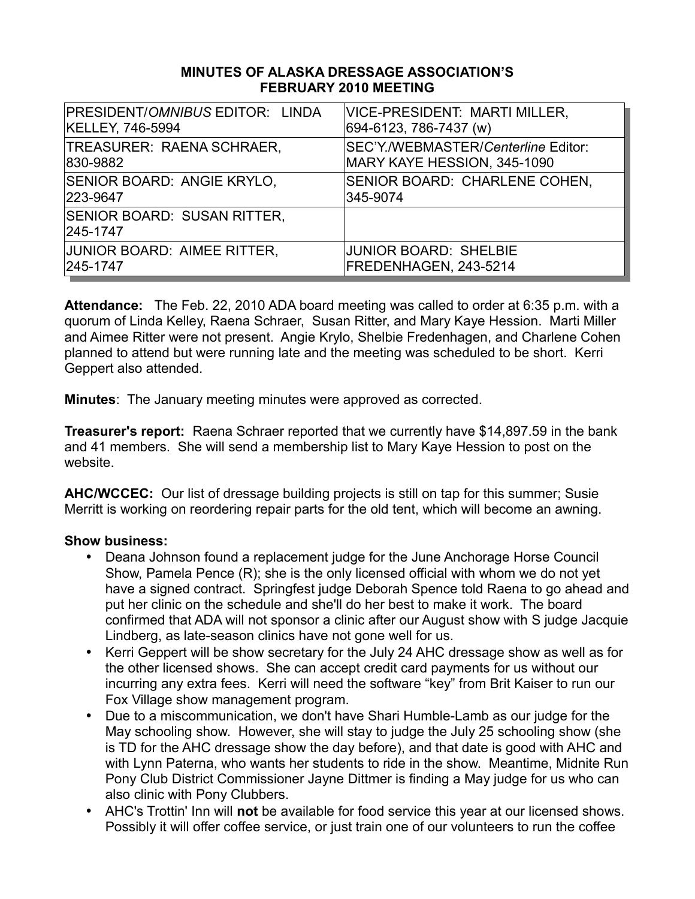**MINUTES OF ALASKA DRESSAGE ASSOCIATION'S FEBRUARY 2010 MEETING**

| | |
|---|---|
| PRESIDENT/*OMNIBUS* EDITOR: LINDA KELLEY, 746-5994 | VICE-PRESIDENT: MARTI MILLER, 694-6123, 786-7437 (w) |
| TREASURER: RAENA SCHRAER, 830-9882 | SEC'Y./WEBMASTER/*Centerline* Editor: MARY KAYE HESSION, 345-1090 |
| SENIOR BOARD: ANGIE KRYLO, 223-9647 | SENIOR BOARD: CHARLENE COHEN, 345-9074 |
| SENIOR BOARD: SUSAN RITTER, 245-1747 | |
| JUNIOR BOARD: AIMEE RITTER, 245-1747 | JUNIOR BOARD: SHELBIE FREDENHAGEN, 243-5214 |

**Attendance:** The Feb. 22, 2010 ADA board meeting was called to order at 6:35 p.m. with a quorum of Linda Kelley, Raena Schraer, Susan Ritter, and Mary Kaye Hession. Marti Miller and Aimee Ritter were not present. Angie Krylo, Shelbie Fredenhagen, and Charlene Cohen planned to attend but were running late and the meeting was scheduled to be short. Kerri Geppert also attended.

**Minutes**: The January meeting minutes were approved as corrected.

**Treasurer's report:** Raena Schraer reported that we currently have $14,897.59 in the bank and 41 members. She will send a membership list to Mary Kaye Hession to post on the website.

**AHC/WCCEC:** Our list of dressage building projects is still on tap for this summer; Susie Merritt is working on reordering repair parts for the old tent, which will become an awning.

**Show business:**

- Deana Johnson found a replacement judge for the June Anchorage Horse Council Show, Pamela Pence (R); she is the only licensed official with whom we do not yet have a signed contract. Springfest judge Deborah Spence told Raena to go ahead and put her clinic on the schedule and she'll do her best to make it work. The board confirmed that ADA will not sponsor a clinic after our August show with S judge Jacquie Lindberg, as late-season clinics have not gone well for us.
- Kerri Geppert will be show secretary for the July 24 AHC dressage show as well as for the other licensed shows. She can accept credit card payments for us without our incurring any extra fees. Kerri will need the software "key" from Brit Kaiser to run our Fox Village show management program.
- Due to a miscommunication, we don't have Shari Humble-Lamb as our judge for the May schooling show. However, she will stay to judge the July 25 schooling show (she is TD for the AHC dressage show the day before), and that date is good with AHC and with Lynn Paterna, who wants her students to ride in the show. Meantime, Midnite Run Pony Club District Commissioner Jayne Dittmer is finding a May judge for us who can also clinic with Pony Clubbers.
- AHC's Trottin' Inn will **not** be available for food service this year at our licensed shows. Possibly it will offer coffee service, or just train one of our volunteers to run the coffee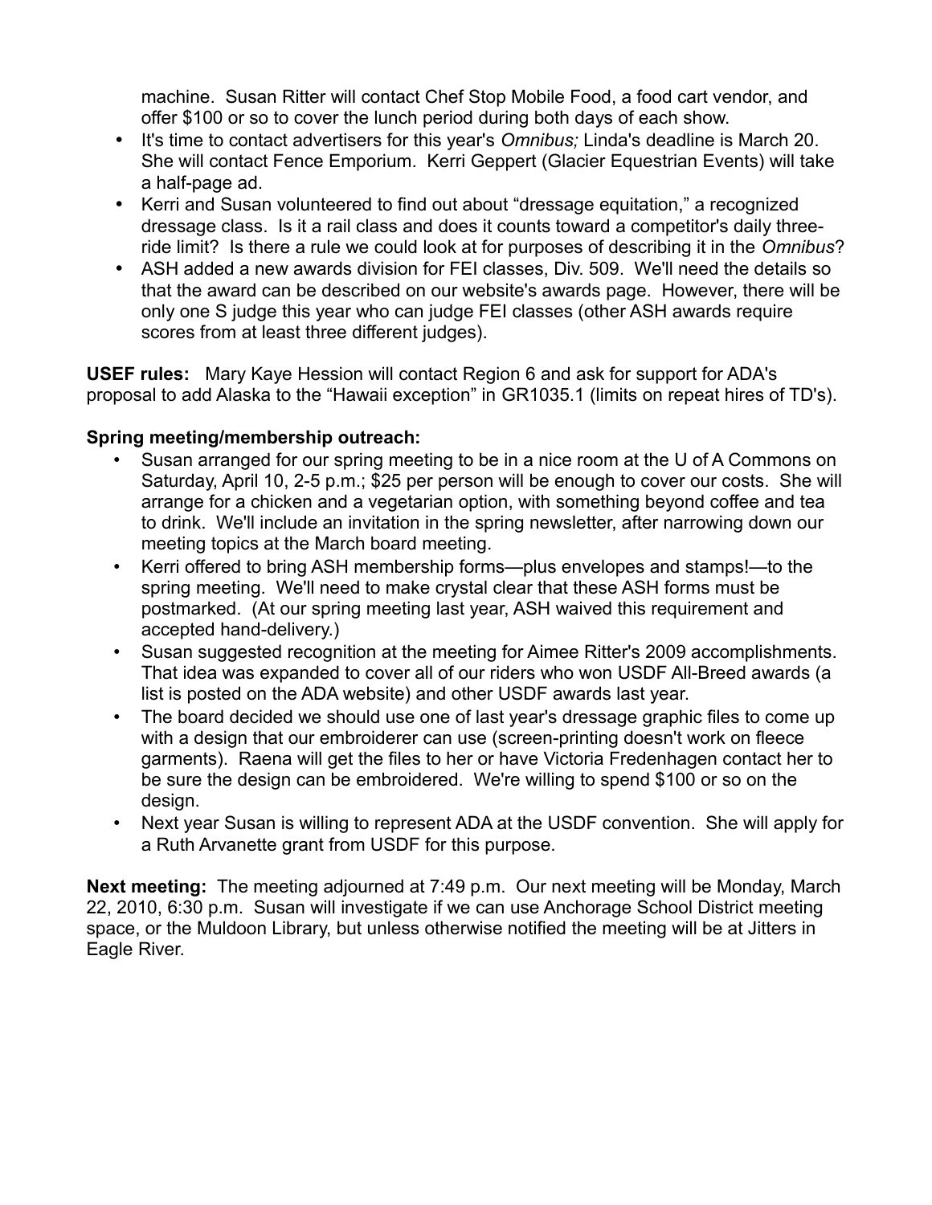machine. Susan Ritter will contact Chef Stop Mobile Food, a food cart vendor, and offer $100 or so to cover the lunch period during both days of each show.

- It's time to contact advertisers for this year's *Omnibus;* Linda's deadline is March 20. She will contact Fence Emporium. Kerri Geppert (Glacier Equestrian Events) will take a half-page ad.
- Kerri and Susan volunteered to find out about "dressage equitation," a recognized dressage class. Is it a rail class and does it counts toward a competitor's daily three-ride limit? Is there a rule we could look at for purposes of describing it in the *Omnibus*?
- ASH added a new awards division for FEI classes, Div. 509. We'll need the details so that the award can be described on our website's awards page. However, there will be only one S judge this year who can judge FEI classes (other ASH awards require scores from at least three different judges).

**USEF rules:** Mary Kaye Hession will contact Region 6 and ask for support for ADA's proposal to add Alaska to the "Hawaii exception" in GR1035.1 (limits on repeat hires of TD's).

**Spring meeting/membership outreach:**

- Susan arranged for our spring meeting to be in a nice room at the U of A Commons on Saturday, April 10, 2-5 p.m.; $25 per person will be enough to cover our costs. She will arrange for a chicken and a vegetarian option, with something beyond coffee and tea to drink. We'll include an invitation in the spring newsletter, after narrowing down our meeting topics at the March board meeting.
- Kerri offered to bring ASH membership forms—plus envelopes and stamps!—to the spring meeting. We'll need to make crystal clear that these ASH forms must be postmarked. (At our spring meeting last year, ASH waived this requirement and accepted hand-delivery.)
- Susan suggested recognition at the meeting for Aimee Ritter's 2009 accomplishments. That idea was expanded to cover all of our riders who won USDF All-Breed awards (a list is posted on the ADA website) and other USDF awards last year.
- The board decided we should use one of last year's dressage graphic files to come up with a design that our embroiderer can use (screen-printing doesn't work on fleece garments). Raena will get the files to her or have Victoria Fredenhagen contact her to be sure the design can be embroidered. We're willing to spend $100 or so on the design.
- Next year Susan is willing to represent ADA at the USDF convention. She will apply for a Ruth Arvanette grant from USDF for this purpose.

**Next meeting:** The meeting adjourned at 7:49 p.m. Our next meeting will be Monday, March 22, 2010, 6:30 p.m. Susan will investigate if we can use Anchorage School District meeting space, or the Muldoon Library, but unless otherwise notified the meeting will be at Jitters in Eagle River.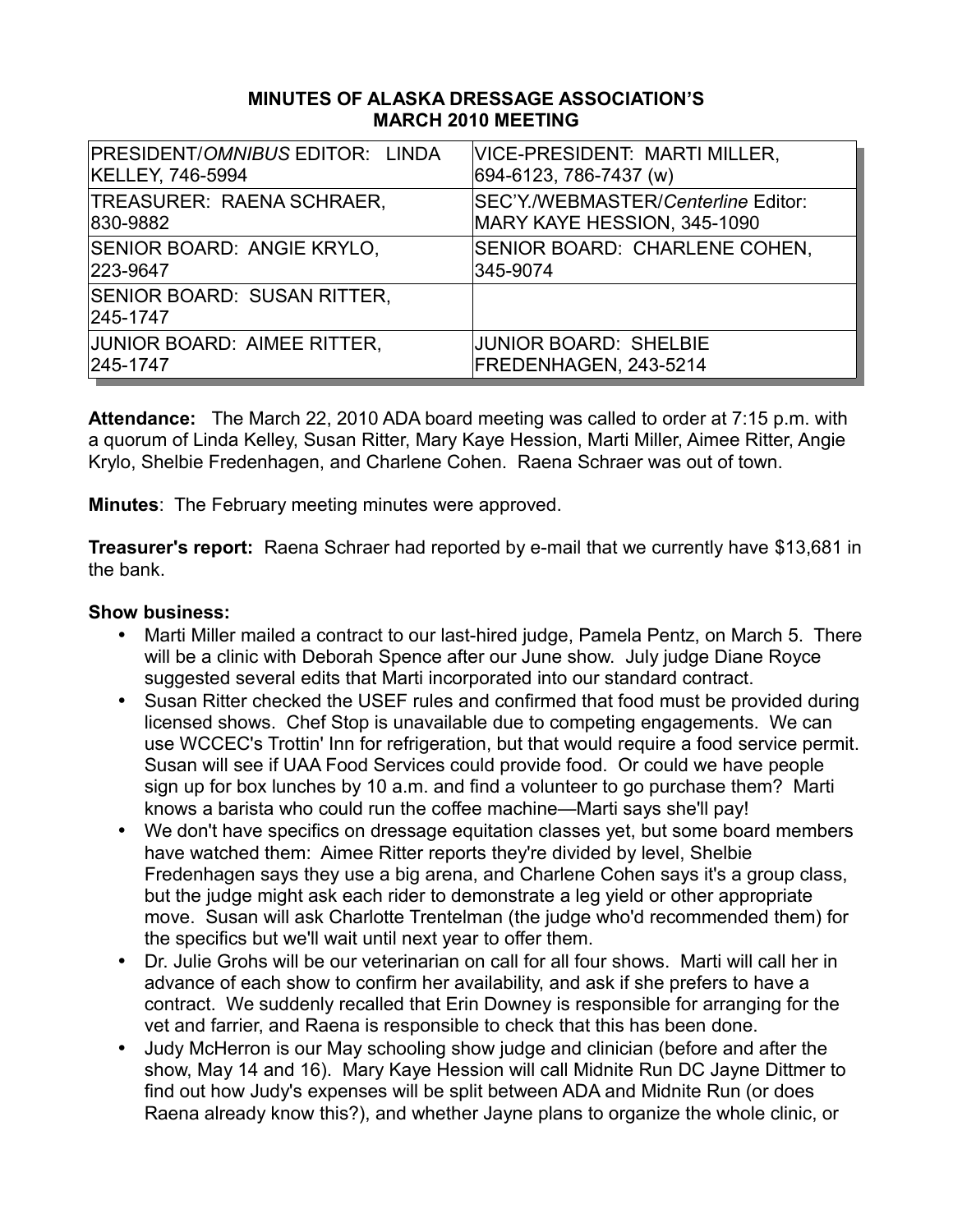## MINUTES OF ALASKA DRESSAGE ASSOCIATION'S MARCH 2010 MEETING

| | |
|---|---|
| PRESIDENT/*OMNIBUS* EDITOR: LINDA KELLEY, 746-5994 | VICE-PRESIDENT: MARTI MILLER, 694-6123, 786-7437 (w) |
| TREASURER: RAENA SCHRAER, 830-9882 | SEC'Y./WEBMASTER/*Centerline* Editor: MARY KAYE HESSION, 345-1090 |
| SENIOR BOARD: ANGIE KRYLO, 223-9647 | SENIOR BOARD: CHARLENE COHEN, 345-9074 |
| SENIOR BOARD: SUSAN RITTER, 245-1747 | |
| JUNIOR BOARD: AIMEE RITTER, 245-1747 | JUNIOR BOARD: SHELBIE FREDENHAGEN, 243-5214 |

**Attendance:** The March 22, 2010 ADA board meeting was called to order at 7:15 p.m. with a quorum of Linda Kelley, Susan Ritter, Mary Kaye Hession, Marti Miller, Aimee Ritter, Angie Krylo, Shelbie Fredenhagen, and Charlene Cohen. Raena Schraer was out of town.

**Minutes**: The February meeting minutes were approved.

**Treasurer's report:** Raena Schraer had reported by e-mail that we currently have $13,681 in the bank.

**Show business:**

- Marti Miller mailed a contract to our last-hired judge, Pamela Pentz, on March 5. There will be a clinic with Deborah Spence after our June show. July judge Diane Royce suggested several edits that Marti incorporated into our standard contract.
- Susan Ritter checked the USEF rules and confirmed that food must be provided during licensed shows. Chef Stop is unavailable due to competing engagements. We can use WCCEC's Trottin' Inn for refrigeration, but that would require a food service permit. Susan will see if UAA Food Services could provide food. Or could we have people sign up for box lunches by 10 a.m. and find a volunteer to go purchase them? Marti knows a barista who could run the coffee machine—Marti says she'll pay!
- We don't have specifics on dressage equitation classes yet, but some board members have watched them: Aimee Ritter reports they're divided by level, Shelbie Fredenhagen says they use a big arena, and Charlene Cohen says it's a group class, but the judge might ask each rider to demonstrate a leg yield or other appropriate move. Susan will ask Charlotte Trentelman (the judge who'd recommended them) for the specifics but we'll wait until next year to offer them.
- Dr. Julie Grohs will be our veterinarian on call for all four shows. Marti will call her in advance of each show to confirm her availability, and ask if she prefers to have a contract. We suddenly recalled that Erin Downey is responsible for arranging for the vet and farrier, and Raena is responsible to check that this has been done.
- Judy McHerron is our May schooling show judge and clinician (before and after the show, May 14 and 16). Mary Kaye Hession will call Midnite Run DC Jayne Dittmer to find out how Judy's expenses will be split between ADA and Midnite Run (or does Raena already know this?), and whether Jayne plans to organize the whole clinic, or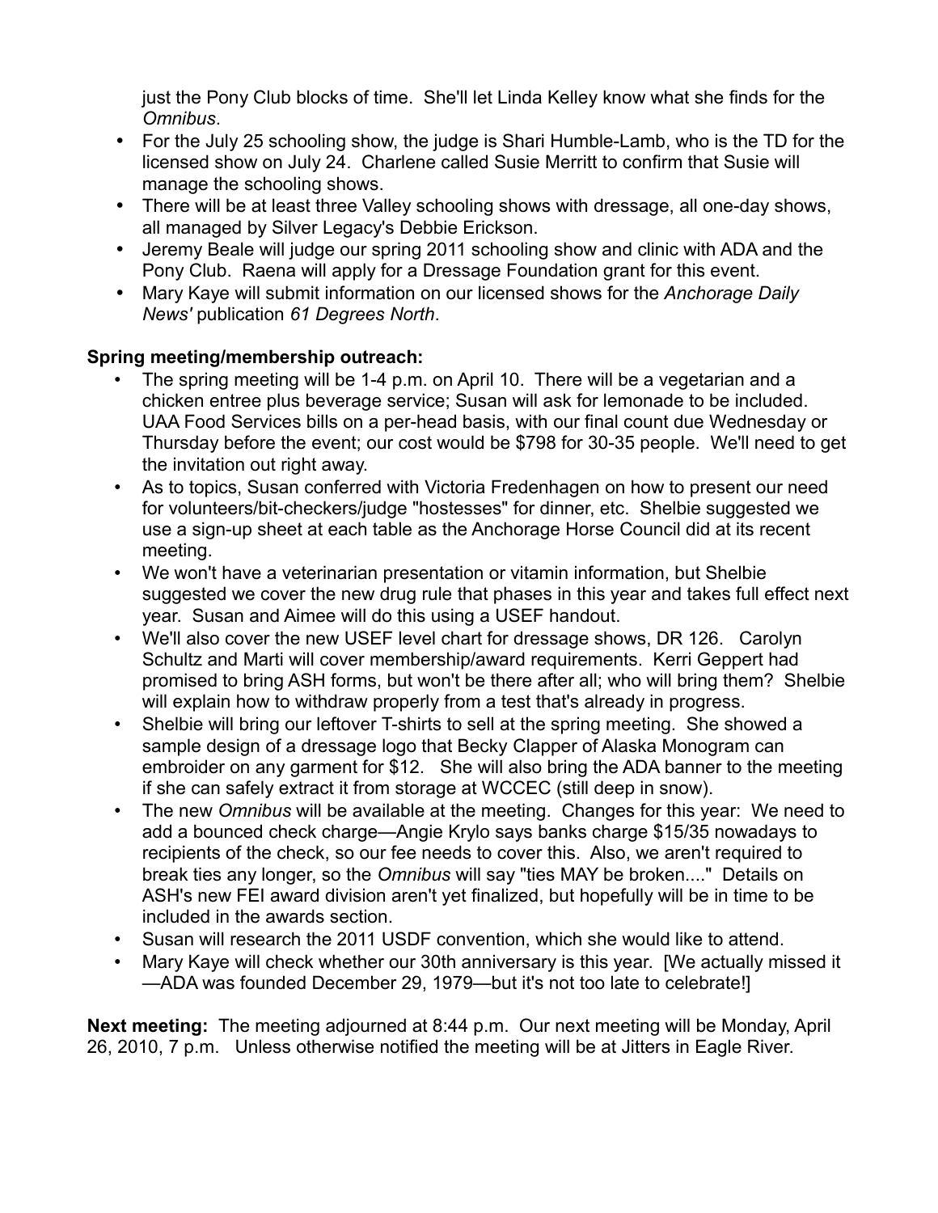just the Pony Club blocks of time. She'll let Linda Kelley know what she finds for the *Omnibus*.

- For the July 25 schooling show, the judge is Shari Humble-Lamb, who is the TD for the licensed show on July 24. Charlene called Susie Merritt to confirm that Susie will manage the schooling shows.
- There will be at least three Valley schooling shows with dressage, all one-day shows, all managed by Silver Legacy's Debbie Erickson.
- Jeremy Beale will judge our spring 2011 schooling show and clinic with ADA and the Pony Club. Raena will apply for a Dressage Foundation grant for this event.
- Mary Kaye will submit information on our licensed shows for the *Anchorage Daily News'* publication *61 Degrees North*.

**Spring meeting/membership outreach:**

- The spring meeting will be 1-4 p.m. on April 10. There will be a vegetarian and a chicken entree plus beverage service; Susan will ask for lemonade to be included. UAA Food Services bills on a per-head basis, with our final count due Wednesday or Thursday before the event; our cost would be $798 for 30-35 people. We'll need to get the invitation out right away.
- As to topics, Susan conferred with Victoria Fredenhagen on how to present our need for volunteers/bit-checkers/judge "hostesses" for dinner, etc. Shelbie suggested we use a sign-up sheet at each table as the Anchorage Horse Council did at its recent meeting.
- We won't have a veterinarian presentation or vitamin information, but Shelbie suggested we cover the new drug rule that phases in this year and takes full effect next year. Susan and Aimee will do this using a USEF handout.
- We'll also cover the new USEF level chart for dressage shows, DR 126. Carolyn Schultz and Marti will cover membership/award requirements. Kerri Geppert had promised to bring ASH forms, but won't be there after all; who will bring them? Shelbie will explain how to withdraw properly from a test that's already in progress.
- Shelbie will bring our leftover T-shirts to sell at the spring meeting. She showed a sample design of a dressage logo that Becky Clapper of Alaska Monogram can embroider on any garment for $12. She will also bring the ADA banner to the meeting if she can safely extract it from storage at WCCEC (still deep in snow).
- The new *Omnibus* will be available at the meeting. Changes for this year: We need to add a bounced check charge—Angie Krylo says banks charge $15/35 nowadays to recipients of the check, so our fee needs to cover this. Also, we aren't required to break ties any longer, so the *Omnibus* will say "ties MAY be broken...." Details on ASH's new FEI award division aren't yet finalized, but hopefully will be in time to be included in the awards section.
- Susan will research the 2011 USDF convention, which she would like to attend.
- Mary Kaye will check whether our 30th anniversary is this year. [We actually missed it—ADA was founded December 29, 1979—but it's not too late to celebrate!]

**Next meeting:** The meeting adjourned at 8:44 p.m. Our next meeting will be Monday, April 26, 2010, 7 p.m. Unless otherwise notified the meeting will be at Jitters in Eagle River.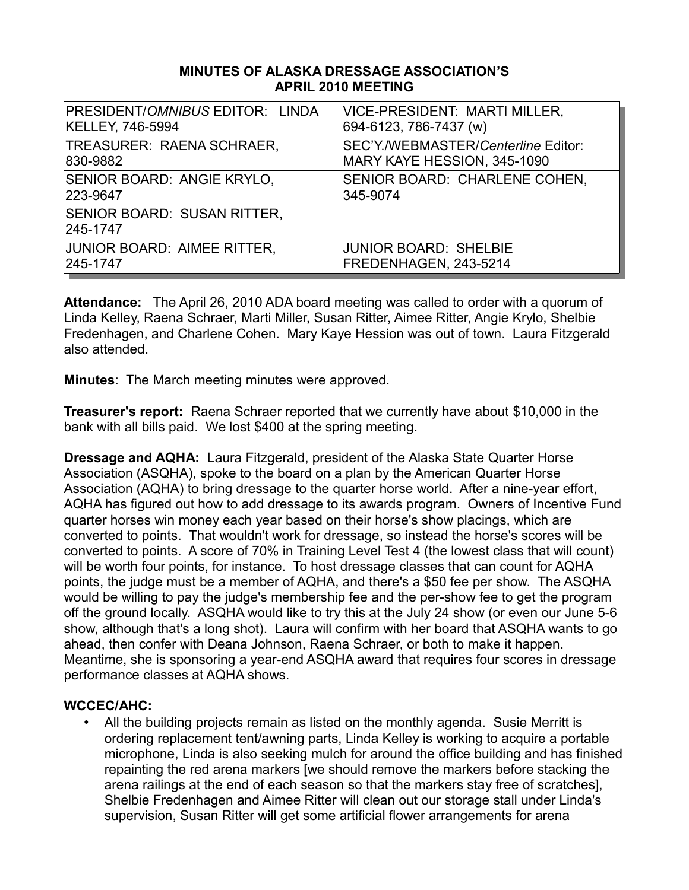**MINUTES OF ALASKA DRESSAGE ASSOCIATION'S APRIL 2010 MEETING**

| | |
|---|---|
| PRESIDENT/*OMNIBUS* EDITOR: LINDA KELLEY, 746-5994 | VICE-PRESIDENT: MARTI MILLER, 694-6123, 786-7437 (w) |
| TREASURER: RAENA SCHRAER, 830-9882 | SEC'Y./WEBMASTER/*Centerline* Editor: MARY KAYE HESSION, 345-1090 |
| SENIOR BOARD: ANGIE KRYLO, 223-9647 | SENIOR BOARD: CHARLENE COHEN, 345-9074 |
| SENIOR BOARD: SUSAN RITTER, 245-1747 | |
| JUNIOR BOARD: AIMEE RITTER, 245-1747 | JUNIOR BOARD: SHELBIE FREDENHAGEN, 243-5214 |

**Attendance:** The April 26, 2010 ADA board meeting was called to order with a quorum of Linda Kelley, Raena Schraer, Marti Miller, Susan Ritter, Aimee Ritter, Angie Krylo, Shelbie Fredenhagen, and Charlene Cohen. Mary Kaye Hession was out of town. Laura Fitzgerald also attended.

**Minutes**: The March meeting minutes were approved.

**Treasurer's report:** Raena Schraer reported that we currently have about $10,000 in the bank with all bills paid. We lost $400 at the spring meeting.

**Dressage and AQHA:** Laura Fitzgerald, president of the Alaska State Quarter Horse Association (ASQHA), spoke to the board on a plan by the American Quarter Horse Association (AQHA) to bring dressage to the quarter horse world. After a nine-year effort, AQHA has figured out how to add dressage to its awards program. Owners of Incentive Fund quarter horses win money each year based on their horse's show placings, which are converted to points. That wouldn't work for dressage, so instead the horse's scores will be converted to points. A score of 70% in Training Level Test 4 (the lowest class that will count) will be worth four points, for instance. To host dressage classes that can count for AQHA points, the judge must be a member of AQHA, and there's a $50 fee per show. The ASQHA would be willing to pay the judge's membership fee and the per-show fee to get the program off the ground locally. ASQHA would like to try this at the July 24 show (or even our June 5-6 show, although that's a long shot). Laura will confirm with her board that ASQHA wants to go ahead, then confer with Deana Johnson, Raena Schraer, or both to make it happen. Meantime, she is sponsoring a year-end ASQHA award that requires four scores in dressage performance classes at AQHA shows.

**WCCEC/AHC:**

- All the building projects remain as listed on the monthly agenda. Susie Merritt is ordering replacement tent/awning parts, Linda Kelley is working to acquire a portable microphone, Linda is also seeking mulch for around the office building and has finished repainting the red arena markers [we should remove the markers before stacking the arena railings at the end of each season so that the markers stay free of scratches], Shelbie Fredenhagen and Aimee Ritter will clean out our storage stall under Linda's supervision, Susan Ritter will get some artificial flower arrangements for arena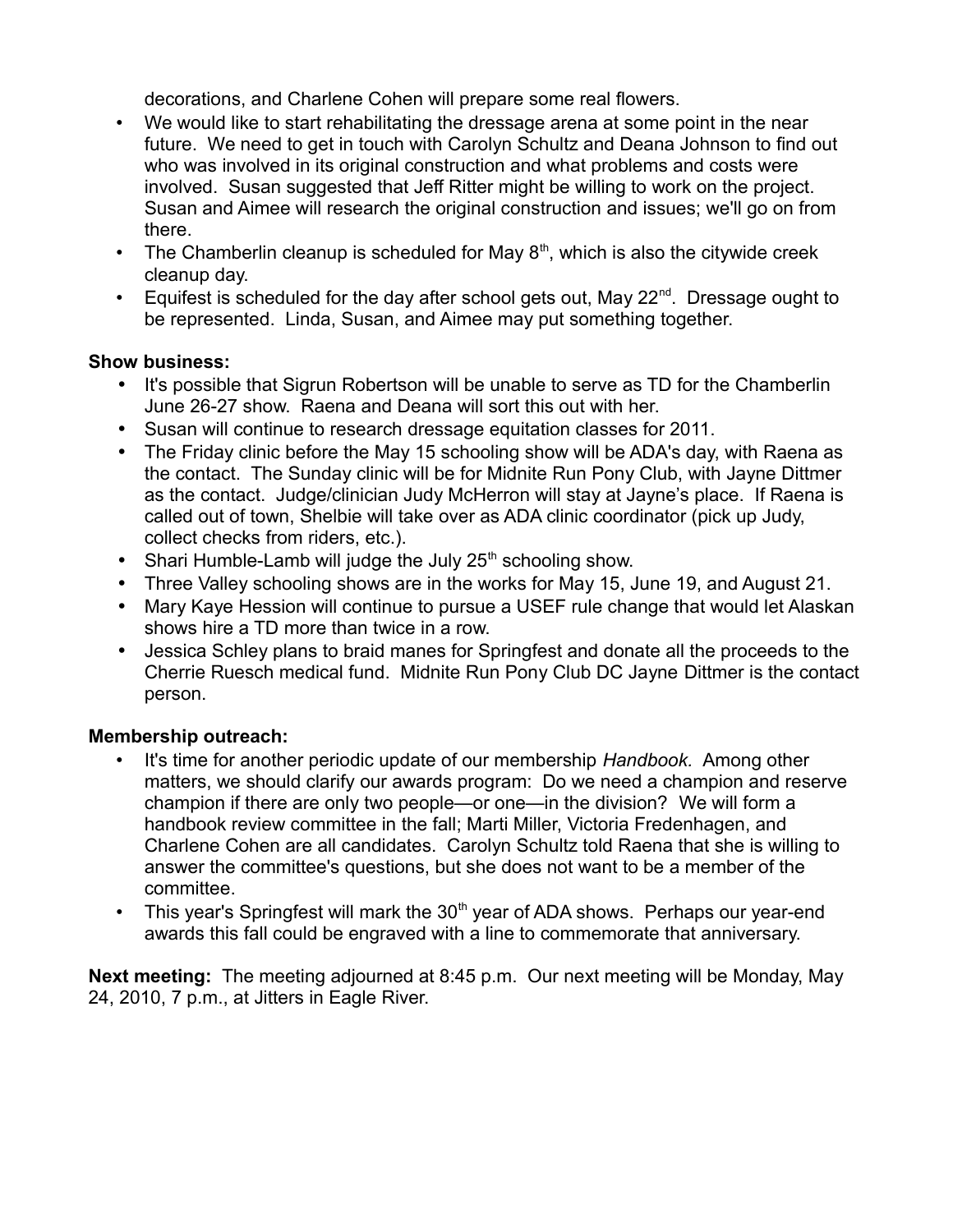decorations, and Charlene Cohen will prepare some real flowers.

- We would like to start rehabilitating the dressage arena at some point in the near future. We need to get in touch with Carolyn Schultz and Deana Johnson to find out who was involved in its original construction and what problems and costs were involved. Susan suggested that Jeff Ritter might be willing to work on the project. Susan and Aimee will research the original construction and issues; we'll go on from there.
- The Chamberlin cleanup is scheduled for May 8th, which is also the citywide creek cleanup day.
- Equifest is scheduled for the day after school gets out, May 22nd. Dressage ought to be represented. Linda, Susan, and Aimee may put something together.

**Show business:**

- It's possible that Sigrun Robertson will be unable to serve as TD for the Chamberlin June 26-27 show. Raena and Deana will sort this out with her.
- Susan will continue to research dressage equitation classes for 2011.
- The Friday clinic before the May 15 schooling show will be ADA's day, with Raena as the contact. The Sunday clinic will be for Midnite Run Pony Club, with Jayne Dittmer as the contact. Judge/clinician Judy McHerron will stay at Jayne's place. If Raena is called out of town, Shelbie will take over as ADA clinic coordinator (pick up Judy, collect checks from riders, etc.).
- Shari Humble-Lamb will judge the July 25th schooling show.
- Three Valley schooling shows are in the works for May 15, June 19, and August 21.
- Mary Kaye Hession will continue to pursue a USEF rule change that would let Alaskan shows hire a TD more than twice in a row.
- Jessica Schley plans to braid manes for Springfest and donate all the proceeds to the Cherrie Ruesch medical fund. Midnite Run Pony Club DC Jayne Dittmer is the contact person.

**Membership outreach:**

- It's time for another periodic update of our membership *Handbook.* Among other matters, we should clarify our awards program: Do we need a champion and reserve champion if there are only two people—or one—in the division? We will form a handbook review committee in the fall; Marti Miller, Victoria Fredenhagen, and Charlene Cohen are all candidates. Carolyn Schultz told Raena that she is willing to answer the committee's questions, but she does not want to be a member of the committee.
- This year's Springfest will mark the 30th year of ADA shows. Perhaps our year-end awards this fall could be engraved with a line to commemorate that anniversary.

**Next meeting:** The meeting adjourned at 8:45 p.m. Our next meeting will be Monday, May 24, 2010, 7 p.m., at Jitters in Eagle River.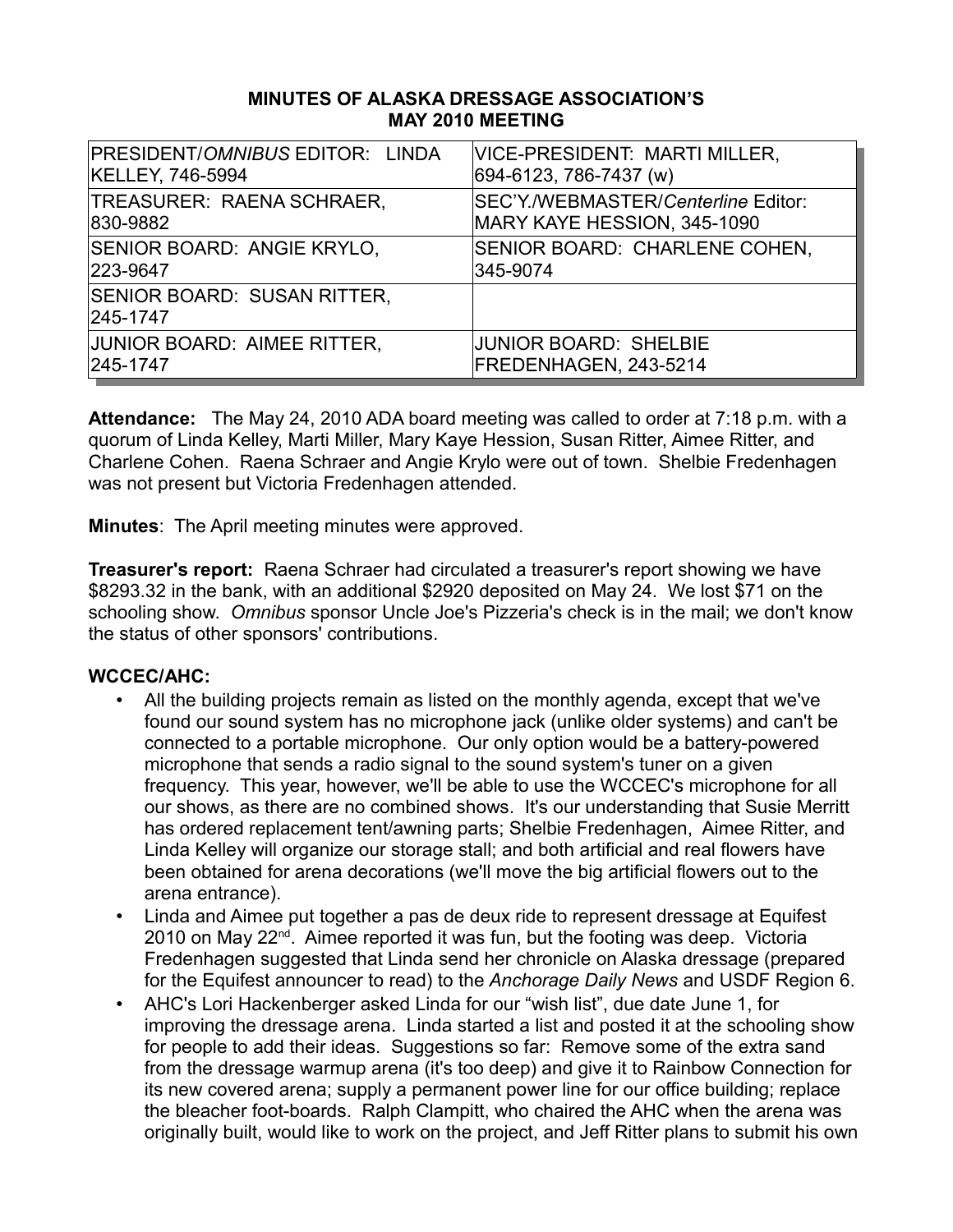**MINUTES OF ALASKA DRESSAGE ASSOCIATION'S MAY 2010 MEETING**

| | |
|---|---|
| PRESIDENT/*OMNIBUS* EDITOR: LINDA KELLEY, 746-5994 | VICE-PRESIDENT: MARTI MILLER, 694-6123, 786-7437 (w) |
| TREASURER: RAENA SCHRAER, 830-9882 | SEC'Y./WEBMASTER/*Centerline* Editor: MARY KAYE HESSION, 345-1090 |
| SENIOR BOARD: ANGIE KRYLO, 223-9647 | SENIOR BOARD: CHARLENE COHEN, 345-9074 |
| SENIOR BOARD: SUSAN RITTER, 245-1747 | |
| JUNIOR BOARD: AIMEE RITTER, 245-1747 | JUNIOR BOARD: SHELBIE FREDENHAGEN, 243-5214 |

**Attendance:** The May 24, 2010 ADA board meeting was called to order at 7:18 p.m. with a quorum of Linda Kelley, Marti Miller, Mary Kaye Hession, Susan Ritter, Aimee Ritter, and Charlene Cohen. Raena Schraer and Angie Krylo were out of town. Shelbie Fredenhagen was not present but Victoria Fredenhagen attended.

**Minutes**: The April meeting minutes were approved.

**Treasurer's report:** Raena Schraer had circulated a treasurer's report showing we have $8293.32 in the bank, with an additional $2920 deposited on May 24. We lost $71 on the schooling show. *Omnibus* sponsor Uncle Joe's Pizzeria's check is in the mail; we don't know the status of other sponsors' contributions.

**WCCEC/AHC:**

- All the building projects remain as listed on the monthly agenda, except that we've found our sound system has no microphone jack (unlike older systems) and can't be connected to a portable microphone. Our only option would be a battery-powered microphone that sends a radio signal to the sound system's tuner on a given frequency. This year, however, we'll be able to use the WCCEC's microphone for all our shows, as there are no combined shows. It's our understanding that Susie Merritt has ordered replacement tent/awning parts; Shelbie Fredenhagen, Aimee Ritter, and Linda Kelley will organize our storage stall; and both artificial and real flowers have been obtained for arena decorations (we'll move the big artificial flowers out to the arena entrance).
- Linda and Aimee put together a pas de deux ride to represent dressage at Equifest 2010 on May 22nd. Aimee reported it was fun, but the footing was deep. Victoria Fredenhagen suggested that Linda send her chronicle on Alaska dressage (prepared for the Equifest announcer to read) to the *Anchorage Daily News* and USDF Region 6.
- AHC's Lori Hackenberger asked Linda for our "wish list", due date June 1, for improving the dressage arena. Linda started a list and posted it at the schooling show for people to add their ideas. Suggestions so far: Remove some of the extra sand from the dressage warmup arena (it's too deep) and give it to Rainbow Connection for its new covered arena; supply a permanent power line for our office building; replace the bleacher foot-boards. Ralph Clampitt, who chaired the AHC when the arena was originally built, would like to work on the project, and Jeff Ritter plans to submit his own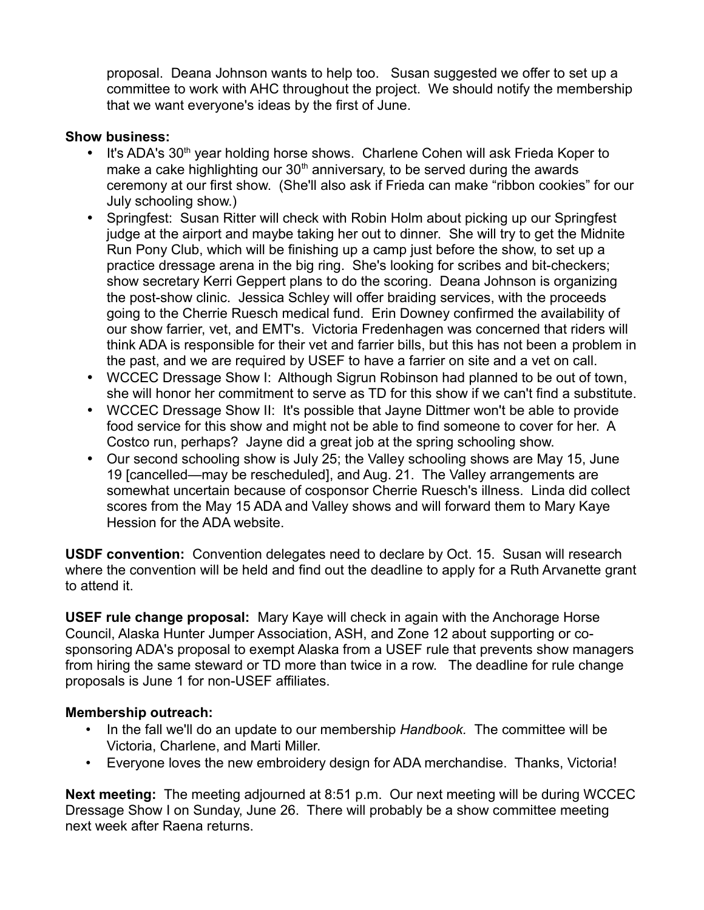proposal. Deana Johnson wants to help too. Susan suggested we offer to set up a committee to work with AHC throughout the project. We should notify the membership that we want everyone's ideas by the first of June.

**Show business:**

- It's ADA's 30th year holding horse shows. Charlene Cohen will ask Frieda Koper to make a cake highlighting our 30th anniversary, to be served during the awards ceremony at our first show. (She'll also ask if Frieda can make "ribbon cookies" for our July schooling show.)
- Springfest: Susan Ritter will check with Robin Holm about picking up our Springfest judge at the airport and maybe taking her out to dinner. She will try to get the Midnite Run Pony Club, which will be finishing up a camp just before the show, to set up a practice dressage arena in the big ring. She's looking for scribes and bit-checkers; show secretary Kerri Geppert plans to do the scoring. Deana Johnson is organizing the post-show clinic. Jessica Schley will offer braiding services, with the proceeds going to the Cherrie Ruesch medical fund. Erin Downey confirmed the availability of our show farrier, vet, and EMT's. Victoria Fredenhagen was concerned that riders will think ADA is responsible for their vet and farrier bills, but this has not been a problem in the past, and we are required by USEF to have a farrier on site and a vet on call.
- WCCEC Dressage Show I: Although Sigrun Robinson had planned to be out of town, she will honor her commitment to serve as TD for this show if we can't find a substitute.
- WCCEC Dressage Show II: It's possible that Jayne Dittmer won't be able to provide food service for this show and might not be able to find someone to cover for her. A Costco run, perhaps? Jayne did a great job at the spring schooling show.
- Our second schooling show is July 25; the Valley schooling shows are May 15, June 19 [cancelled—may be rescheduled], and Aug. 21. The Valley arrangements are somewhat uncertain because of cosponsor Cherrie Ruesch's illness. Linda did collect scores from the May 15 ADA and Valley shows and will forward them to Mary Kaye Hession for the ADA website.

**USDF convention:** Convention delegates need to declare by Oct. 15. Susan will research where the convention will be held and find out the deadline to apply for a Ruth Arvanette grant to attend it.

**USEF rule change proposal:** Mary Kaye will check in again with the Anchorage Horse Council, Alaska Hunter Jumper Association, ASH, and Zone 12 about supporting or co-sponsoring ADA's proposal to exempt Alaska from a USEF rule that prevents show managers from hiring the same steward or TD more than twice in a row. The deadline for rule change proposals is June 1 for non-USEF affiliates.

**Membership outreach:**

- In the fall we'll do an update to our membership *Handbook*. The committee will be Victoria, Charlene, and Marti Miller.
- Everyone loves the new embroidery design for ADA merchandise. Thanks, Victoria!

**Next meeting:** The meeting adjourned at 8:51 p.m. Our next meeting will be during WCCEC Dressage Show I on Sunday, June 26. There will probably be a show committee meeting next week after Raena returns.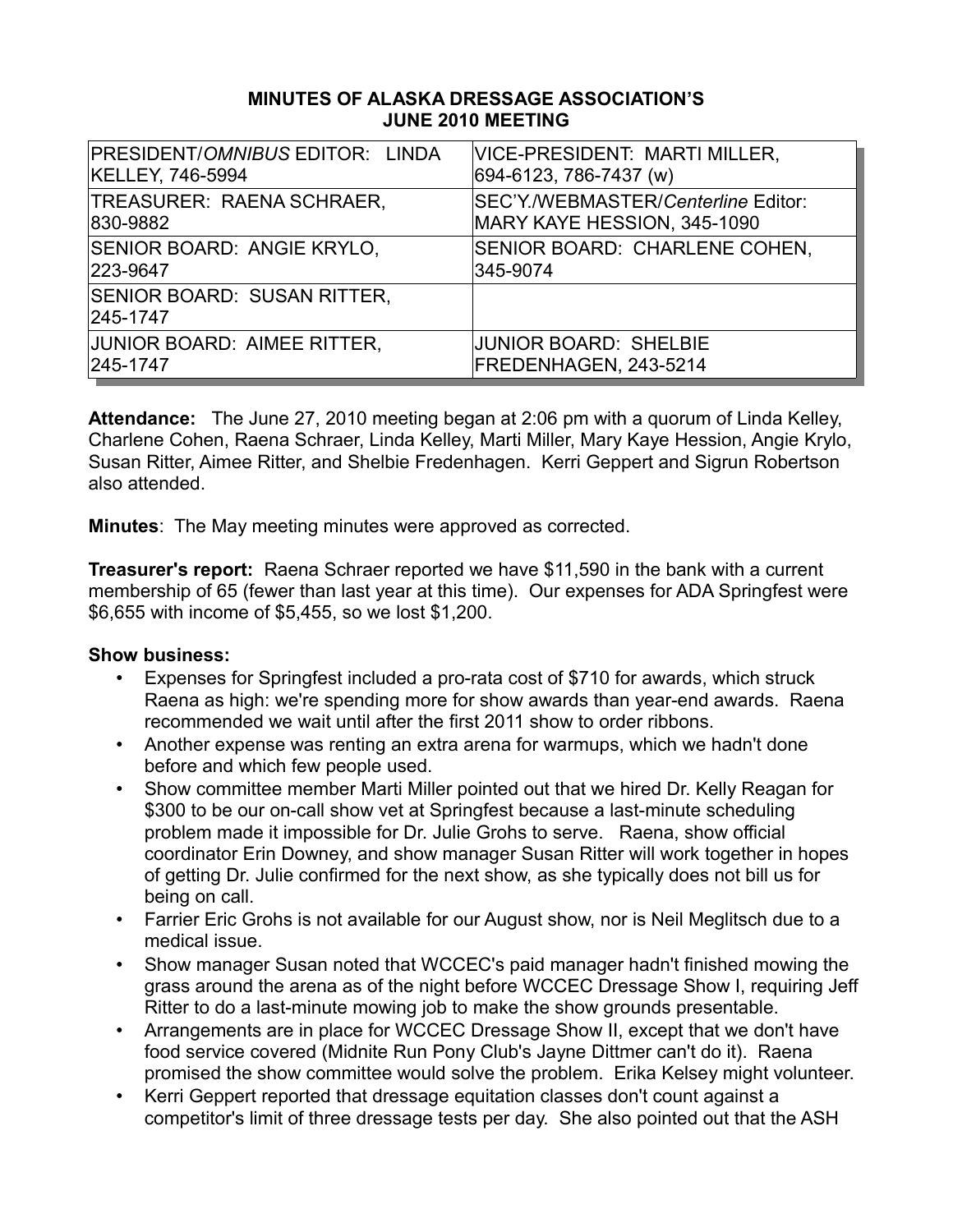**MINUTES OF ALASKA DRESSAGE ASSOCIATION'S JUNE 2010 MEETING**

| | |
|---|---|
| PRESIDENT/*OMNIBUS* EDITOR: LINDA KELLEY, 746-5994 | VICE-PRESIDENT: MARTI MILLER, 694-6123, 786-7437 (w) |
| TREASURER: RAENA SCHRAER, 830-9882 | SEC'Y./WEBMASTER/*Centerline* Editor: MARY KAYE HESSION, 345-1090 |
| SENIOR BOARD: ANGIE KRYLO, 223-9647 | SENIOR BOARD: CHARLENE COHEN, 345-9074 |
| SENIOR BOARD: SUSAN RITTER, 245-1747 | |
| JUNIOR BOARD: AIMEE RITTER, 245-1747 | JUNIOR BOARD: SHELBIE FREDENHAGEN, 243-5214 |

**Attendance:** The June 27, 2010 meeting began at 2:06 pm with a quorum of Linda Kelley, Charlene Cohen, Raena Schraer, Linda Kelley, Marti Miller, Mary Kaye Hession, Angie Krylo, Susan Ritter, Aimee Ritter, and Shelbie Fredenhagen. Kerri Geppert and Sigrun Robertson also attended.

**Minutes**: The May meeting minutes were approved as corrected.

**Treasurer's report:** Raena Schraer reported we have $11,590 in the bank with a current membership of 65 (fewer than last year at this time). Our expenses for ADA Springfest were $6,655 with income of $5,455, so we lost $1,200.

**Show business:**

- Expenses for Springfest included a pro-rata cost of $710 for awards, which struck Raena as high: we're spending more for show awards than year-end awards. Raena recommended we wait until after the first 2011 show to order ribbons.
- Another expense was renting an extra arena for warmups, which we hadn't done before and which few people used.
- Show committee member Marti Miller pointed out that we hired Dr. Kelly Reagan for $300 to be our on-call show vet at Springfest because a last-minute scheduling problem made it impossible for Dr. Julie Grohs to serve. Raena, show official coordinator Erin Downey, and show manager Susan Ritter will work together in hopes of getting Dr. Julie confirmed for the next show, as she typically does not bill us for being on call.
- Farrier Eric Grohs is not available for our August show, nor is Neil Meglitsch due to a medical issue.
- Show manager Susan noted that WCCEC's paid manager hadn't finished mowing the grass around the arena as of the night before WCCEC Dressage Show I, requiring Jeff Ritter to do a last-minute mowing job to make the show grounds presentable.
- Arrangements are in place for WCCEC Dressage Show II, except that we don't have food service covered (Midnite Run Pony Club's Jayne Dittmer can't do it). Raena promised the show committee would solve the problem. Erika Kelsey might volunteer.
- Kerri Geppert reported that dressage equitation classes don't count against a competitor's limit of three dressage tests per day. She also pointed out that the ASH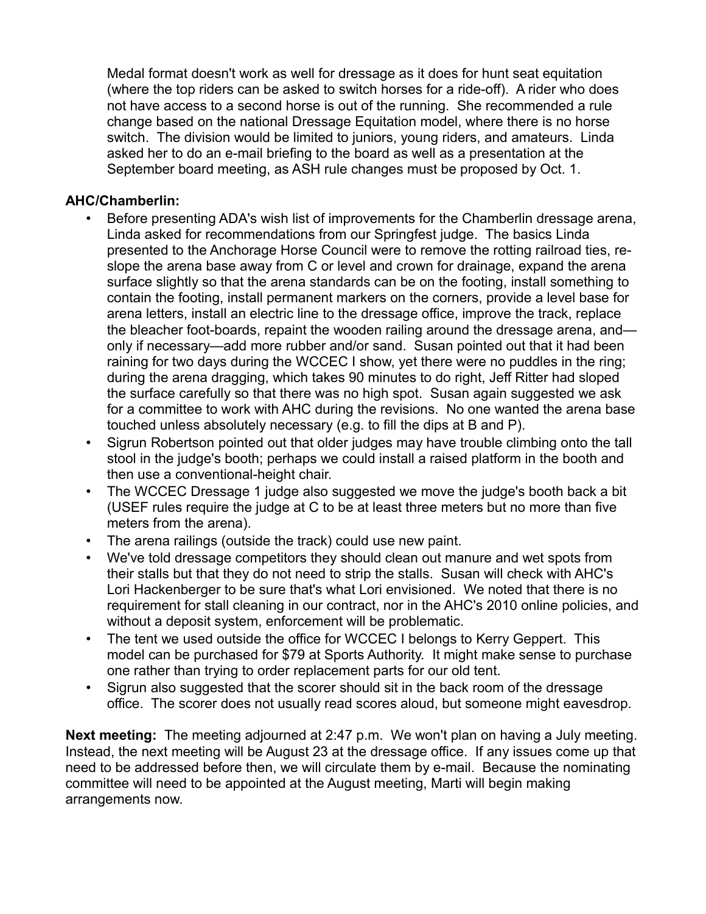Medal format doesn't work as well for dressage as it does for hunt seat equitation (where the top riders can be asked to switch horses for a ride-off). A rider who does not have access to a second horse is out of the running. She recommended a rule change based on the national Dressage Equitation model, where there is no horse switch. The division would be limited to juniors, young riders, and amateurs. Linda asked her to do an e-mail briefing to the board as well as a presentation at the September board meeting, as ASH rule changes must be proposed by Oct. 1.

**AHC/Chamberlin:**

- Before presenting ADA's wish list of improvements for the Chamberlin dressage arena, Linda asked for recommendations from our Springfest judge. The basics Linda presented to the Anchorage Horse Council were to remove the rotting railroad ties, re-slope the arena base away from C or level and crown for drainage, expand the arena surface slightly so that the arena standards can be on the footing, install something to contain the footing, install permanent markers on the corners, provide a level base for arena letters, install an electric line to the dressage office, improve the track, replace the bleacher foot-boards, repaint the wooden railing around the dressage arena, and—only if necessary—add more rubber and/or sand. Susan pointed out that it had been raining for two days during the WCCEC I show, yet there were no puddles in the ring; during the arena dragging, which takes 90 minutes to do right, Jeff Ritter had sloped the surface carefully so that there was no high spot. Susan again suggested we ask for a committee to work with AHC during the revisions. No one wanted the arena base touched unless absolutely necessary (e.g. to fill the dips at B and P).
- Sigrun Robertson pointed out that older judges may have trouble climbing onto the tall stool in the judge's booth; perhaps we could install a raised platform in the booth and then use a conventional-height chair.
- The WCCEC Dressage 1 judge also suggested we move the judge's booth back a bit (USEF rules require the judge at C to be at least three meters but no more than five meters from the arena).
- The arena railings (outside the track) could use new paint.
- We've told dressage competitors they should clean out manure and wet spots from their stalls but that they do not need to strip the stalls. Susan will check with AHC's Lori Hackenberger to be sure that's what Lori envisioned. We noted that there is no requirement for stall cleaning in our contract, nor in the AHC's 2010 online policies, and without a deposit system, enforcement will be problematic.
- The tent we used outside the office for WCCEC I belongs to Kerry Geppert. This model can be purchased for $79 at Sports Authority. It might make sense to purchase one rather than trying to order replacement parts for our old tent.
- Sigrun also suggested that the scorer should sit in the back room of the dressage office. The scorer does not usually read scores aloud, but someone might eavesdrop.

**Next meeting:** The meeting adjourned at 2:47 p.m. We won't plan on having a July meeting. Instead, the next meeting will be August 23 at the dressage office. If any issues come up that need to be addressed before then, we will circulate them by e-mail. Because the nominating committee will need to be appointed at the August meeting, Marti will begin making arrangements now.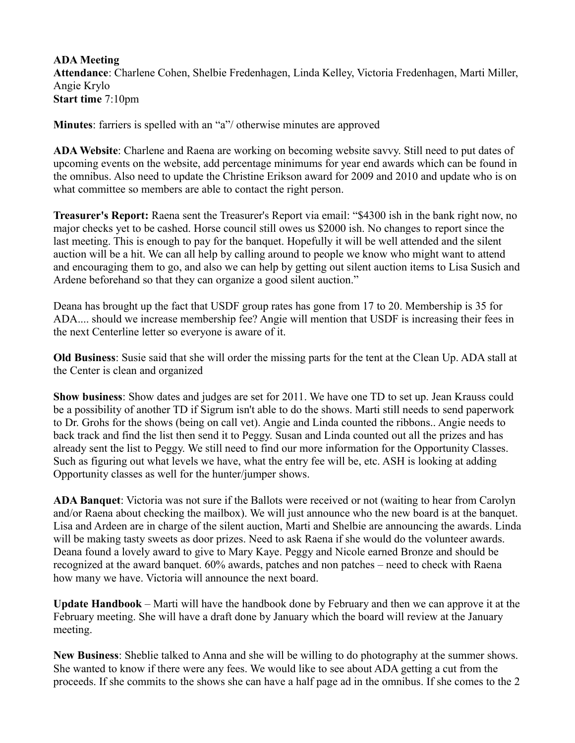**ADA Meeting**
**Attendance**: Charlene Cohen, Shelbie Fredenhagen, Linda Kelley, Victoria Fredenhagen, Marti Miller, Angie Krylo
**Start time** 7:10pm

**Minutes**: farriers is spelled with an "a"/ otherwise minutes are approved

**ADA Website**: Charlene and Raena are working on becoming website savvy. Still need to put dates of upcoming events on the website, add percentage minimums for year end awards which can be found in the omnibus. Also need to update the Christine Erikson award for 2009 and 2010 and update who is on what committee so members are able to contact the right person.

**Treasurer's Report:** Raena sent the Treasurer's Report via email: "$4300 ish in the bank right now, no major checks yet to be cashed. Horse council still owes us $2000 ish. No changes to report since the last meeting. This is enough to pay for the banquet. Hopefully it will be well attended and the silent auction will be a hit. We can all help by calling around to people we know who might want to attend and encouraging them to go, and also we can help by getting out silent auction items to Lisa Susich and Ardene beforehand so that they can organize a good silent auction."

Deana has brought up the fact that USDF group rates has gone from 17 to 20. Membership is 35 for ADA.... should we increase membership fee? Angie will mention that USDF is increasing their fees in the next Centerline letter so everyone is aware of it.

**Old Business**: Susie said that she will order the missing parts for the tent at the Clean Up. ADA stall at the Center is clean and organized

**Show business**: Show dates and judges are set for 2011. We have one TD to set up. Jean Krauss could be a possibility of another TD if Sigrum isn't able to do the shows. Marti still needs to send paperwork to Dr. Grohs for the shows (being on call vet). Angie and Linda counted the ribbons.. Angie needs to back track and find the list then send it to Peggy. Susan and Linda counted out all the prizes and has already sent the list to Peggy. We still need to find our more information for the Opportunity Classes. Such as figuring out what levels we have, what the entry fee will be, etc. ASH is looking at adding Opportunity classes as well for the hunter/jumper shows.

**ADA Banquet**: Victoria was not sure if the Ballots were received or not (waiting to hear from Carolyn and/or Raena about checking the mailbox). We will just announce who the new board is at the banquet. Lisa and Ardeen are in charge of the silent auction, Marti and Shelbie are announcing the awards. Linda will be making tasty sweets as door prizes. Need to ask Raena if she would do the volunteer awards. Deana found a lovely award to give to Mary Kaye. Peggy and Nicole earned Bronze and should be recognized at the award banquet. 60% awards, patches and non patches – need to check with Raena how many we have. Victoria will announce the next board.

**Update Handbook** – Marti will have the handbook done by February and then we can approve it at the February meeting. She will have a draft done by January which the board will review at the January meeting.

**New Business**: Sheblie talked to Anna and she will be willing to do photography at the summer shows. She wanted to know if there were any fees. We would like to see about ADA getting a cut from the proceeds. If she commits to the shows she can have a half page ad in the omnibus. If she comes to the 2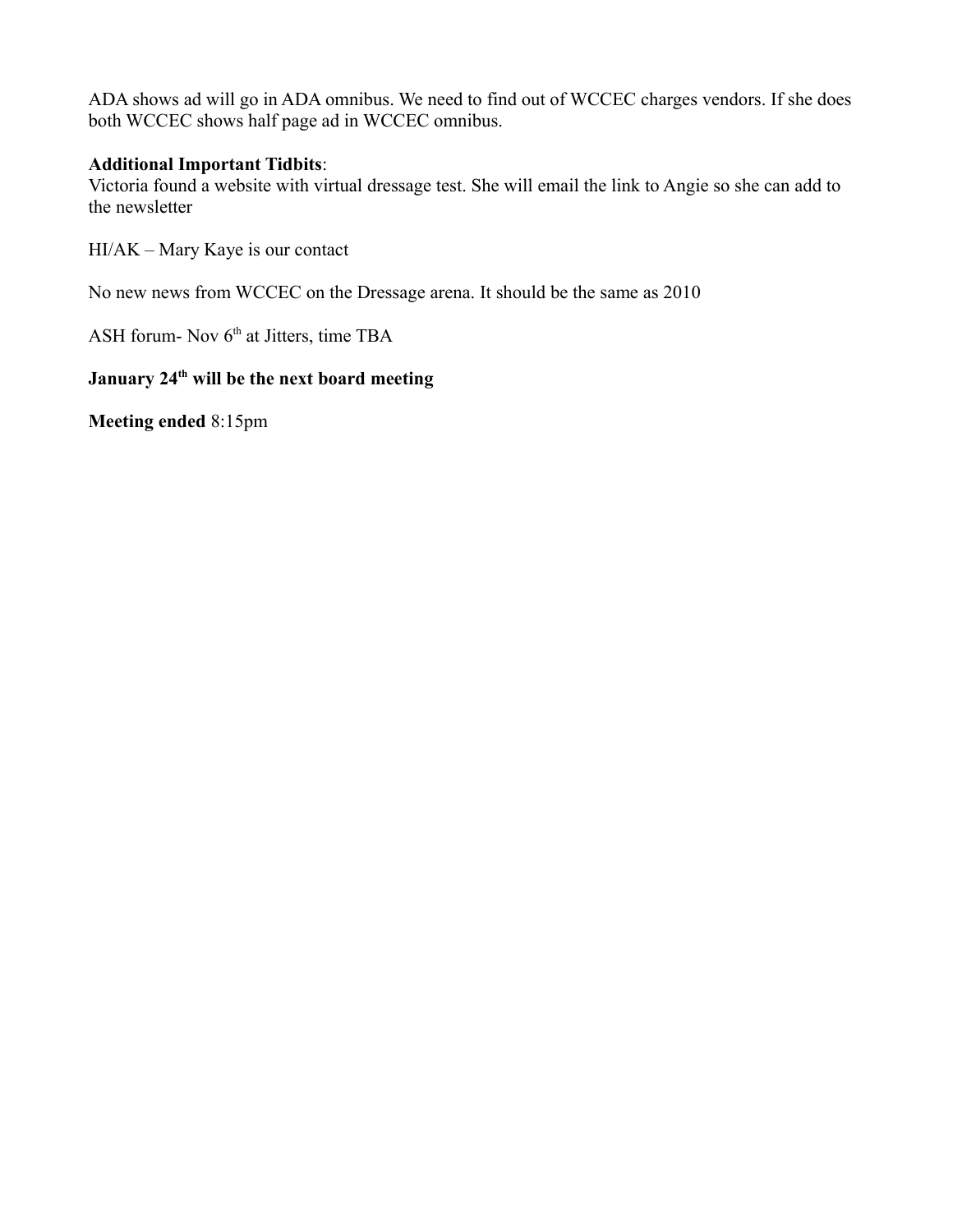ADA shows ad will go in ADA omnibus. We need to find out of WCCEC charges vendors. If she does both WCCEC shows half page ad in WCCEC omnibus.

**Additional Important Tidbits**:
Victoria found a website with virtual dressage test. She will email the link to Angie so she can add to the newsletter

HI/AK – Mary Kaye is our contact

No new news from WCCEC on the Dressage arena. It should be the same as 2010

ASH forum- Nov 6th at Jitters, time TBA

**January 24th will be the next board meeting**

**Meeting ended** 8:15pm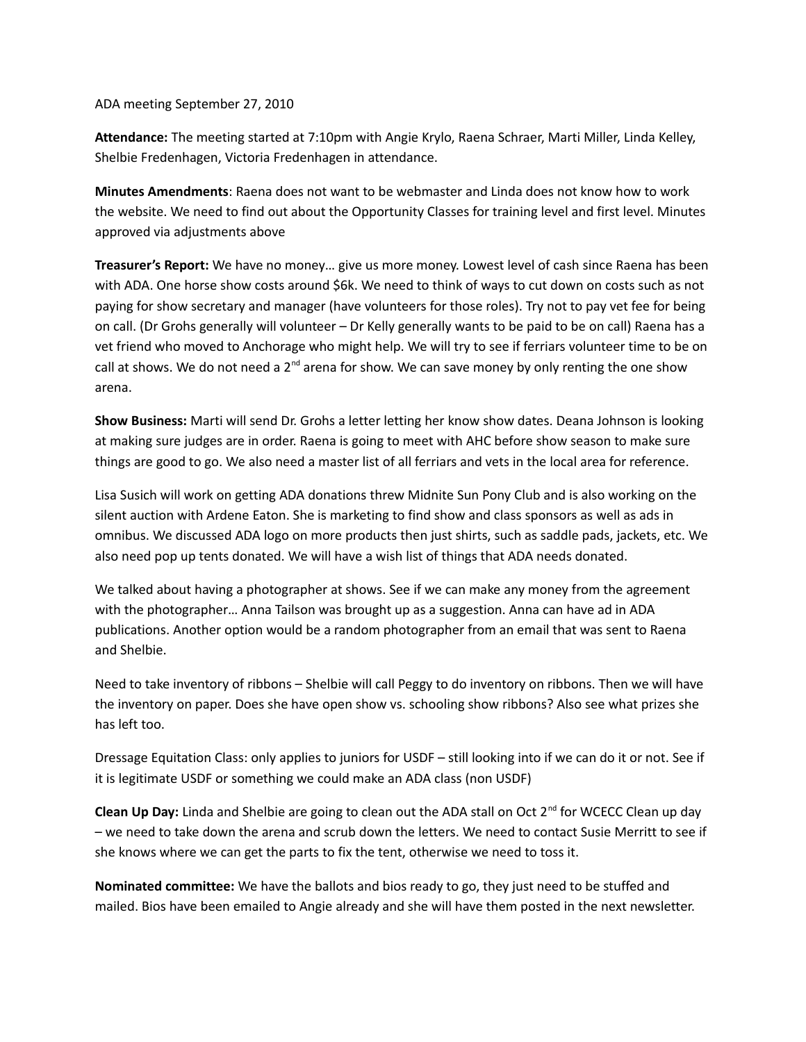ADA meeting September 27, 2010

**Attendance:** The meeting started at 7:10pm with Angie Krylo, Raena Schraer, Marti Miller, Linda Kelley, Shelbie Fredenhagen, Victoria Fredenhagen in attendance.

**Minutes Amendments**: Raena does not want to be webmaster and Linda does not know how to work the website. We need to find out about the Opportunity Classes for training level and first level. Minutes approved via adjustments above

**Treasurer's Report:** We have no money… give us more money. Lowest level of cash since Raena has been with ADA. One horse show costs around $6k. We need to think of ways to cut down on costs such as not paying for show secretary and manager (have volunteers for those roles). Try not to pay vet fee for being on call. (Dr Grohs generally will volunteer – Dr Kelly generally wants to be paid to be on call) Raena has a vet friend who moved to Anchorage who might help. We will try to see if ferriars volunteer time to be on call at shows. We do not need a 2nd arena for show. We can save money by only renting the one show arena.

**Show Business:** Marti will send Dr. Grohs a letter letting her know show dates. Deana Johnson is looking at making sure judges are in order. Raena is going to meet with AHC before show season to make sure things are good to go. We also need a master list of all ferriars and vets in the local area for reference.

Lisa Susich will work on getting ADA donations threw Midnite Sun Pony Club and is also working on the silent auction with Ardene Eaton. She is marketing to find show and class sponsors as well as ads in omnibus. We discussed ADA logo on more products then just shirts, such as saddle pads, jackets, etc. We also need pop up tents donated. We will have a wish list of things that ADA needs donated.

We talked about having a photographer at shows. See if we can make any money from the agreement with the photographer… Anna Tailson was brought up as a suggestion. Anna can have ad in ADA publications. Another option would be a random photographer from an email that was sent to Raena and Shelbie.

Need to take inventory of ribbons – Shelbie will call Peggy to do inventory on ribbons. Then we will have the inventory on paper. Does she have open show vs. schooling show ribbons? Also see what prizes she has left too.

Dressage Equitation Class: only applies to juniors for USDF – still looking into if we can do it or not. See if it is legitimate USDF or something we could make an ADA class (non USDF)

**Clean Up Day:** Linda and Shelbie are going to clean out the ADA stall on Oct 2nd for WCECC Clean up day – we need to take down the arena and scrub down the letters. We need to contact Susie Merritt to see if she knows where we can get the parts to fix the tent, otherwise we need to toss it.

**Nominated committee:** We have the ballots and bios ready to go, they just need to be stuffed and mailed. Bios have been emailed to Angie already and she will have them posted in the next newsletter.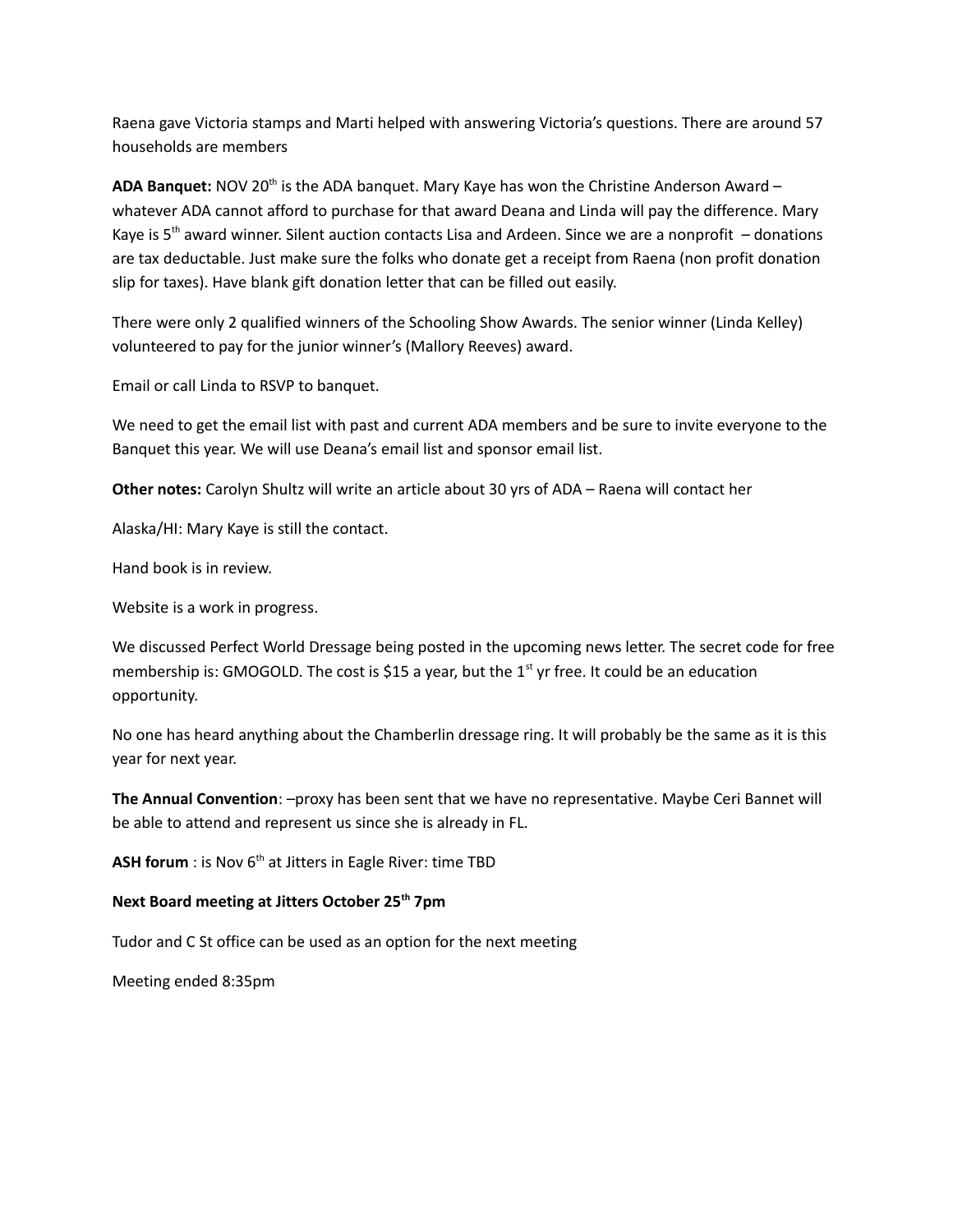Raena gave Victoria stamps and Marti helped with answering Victoria's questions. There are around 57 households are members

**ADA Banquet:** NOV 20th is the ADA banquet. Mary Kaye has won the Christine Anderson Award – whatever ADA cannot afford to purchase for that award Deana and Linda will pay the difference. Mary Kaye is 5th award winner. Silent auction contacts Lisa and Ardeen. Since we are a nonprofit – donations are tax deductable. Just make sure the folks who donate get a receipt from Raena (non profit donation slip for taxes). Have blank gift donation letter that can be filled out easily.

There were only 2 qualified winners of the Schooling Show Awards. The senior winner (Linda Kelley) volunteered to pay for the junior winner's (Mallory Reeves) award.

Email or call Linda to RSVP to banquet.

We need to get the email list with past and current ADA members and be sure to invite everyone to the Banquet this year. We will use Deana's email list and sponsor email list.

**Other notes:** Carolyn Shultz will write an article about 30 yrs of ADA – Raena will contact her

Alaska/HI: Mary Kaye is still the contact.

Hand book is in review.

Website is a work in progress.

We discussed Perfect World Dressage being posted in the upcoming news letter. The secret code for free membership is: GMOGOLD. The cost is $15 a year, but the 1st yr free. It could be an education opportunity.

No one has heard anything about the Chamberlin dressage ring. It will probably be the same as it is this year for next year.

**The Annual Convention**: –proxy has been sent that we have no representative. Maybe Ceri Bannet will be able to attend and represent us since she is already in FL.

**ASH forum** : is Nov 6th at Jitters in Eagle River: time TBD

**Next Board meeting at Jitters October 25th 7pm**

Tudor and C St office can be used as an option for the next meeting

Meeting ended 8:35pm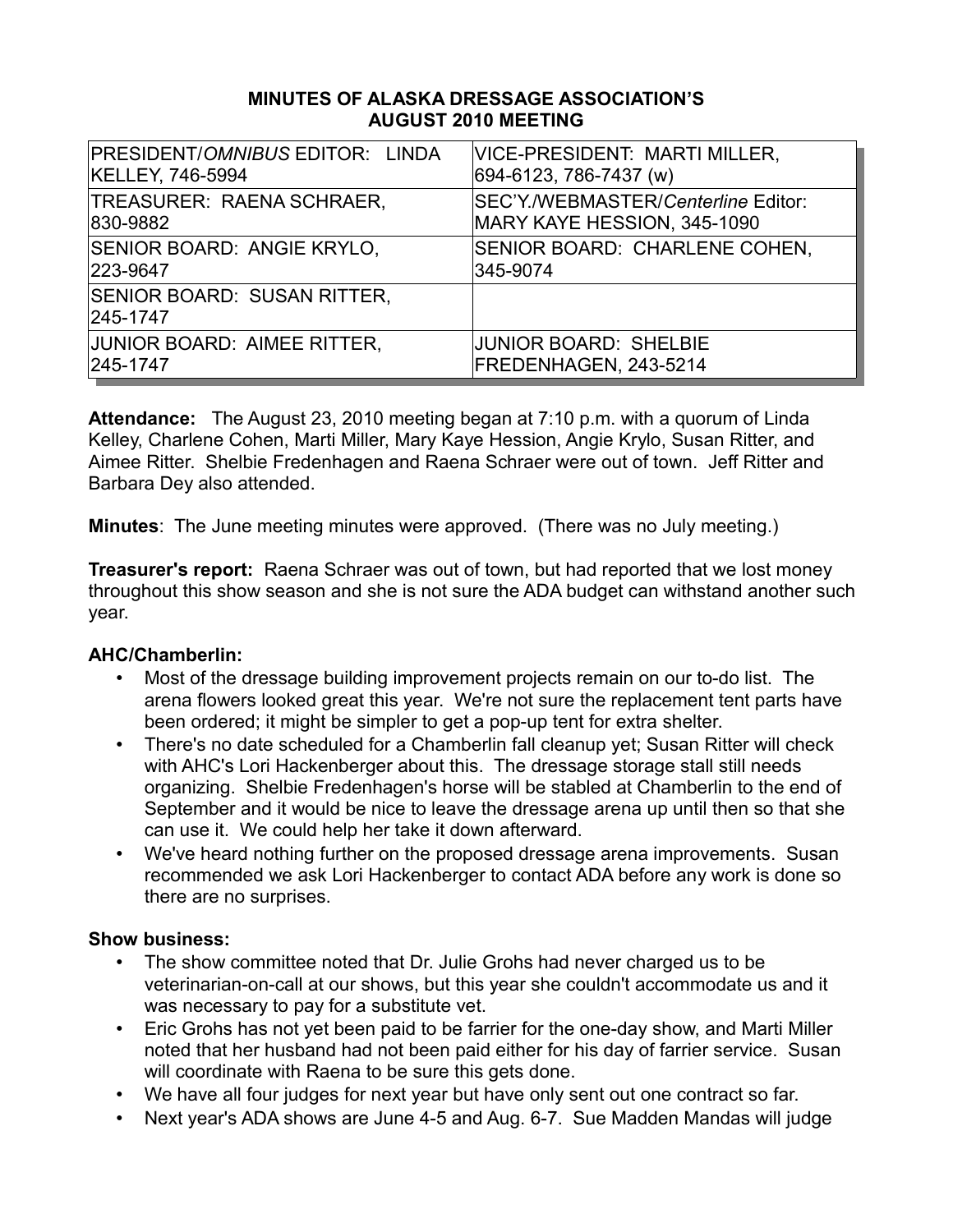# MINUTES OF ALASKA DRESSAGE ASSOCIATION'S AUGUST 2010 MEETING

| PRESIDENT/*OMNIBUS* EDITOR: LINDA KELLEY, 746-5994 | VICE-PRESIDENT: MARTI MILLER, 694-6123, 786-7437 (w) |
|---|---|
| TREASURER: RAENA SCHRAER, 830-9882 | SEC'Y./WEBMASTER/*Centerline* Editor: MARY KAYE HESSION, 345-1090 |
| SENIOR BOARD: ANGIE KRYLO, 223-9647 | SENIOR BOARD: CHARLENE COHEN, 345-9074 |
| SENIOR BOARD: SUSAN RITTER, 245-1747 | |
| JUNIOR BOARD: AIMEE RITTER, 245-1747 | JUNIOR BOARD: SHELBIE FREDENHAGEN, 243-5214 |

**Attendance:** The August 23, 2010 meeting began at 7:10 p.m. with a quorum of Linda Kelley, Charlene Cohen, Marti Miller, Mary Kaye Hession, Angie Krylo, Susan Ritter, and Aimee Ritter. Shelbie Fredenhagen and Raena Schraer were out of town. Jeff Ritter and Barbara Dey also attended.

**Minutes**: The June meeting minutes were approved. (There was no July meeting.)

**Treasurer's report:** Raena Schraer was out of town, but had reported that we lost money throughout this show season and she is not sure the ADA budget can withstand another such year.

**AHC/Chamberlin:**

- Most of the dressage building improvement projects remain on our to-do list. The arena flowers looked great this year. We're not sure the replacement tent parts have been ordered; it might be simpler to get a pop-up tent for extra shelter.
- There's no date scheduled for a Chamberlin fall cleanup yet; Susan Ritter will check with AHC's Lori Hackenberger about this. The dressage storage stall still needs organizing. Shelbie Fredenhagen's horse will be stabled at Chamberlin to the end of September and it would be nice to leave the dressage arena up until then so that she can use it. We could help her take it down afterward.
- We've heard nothing further on the proposed dressage arena improvements. Susan recommended we ask Lori Hackenberger to contact ADA before any work is done so there are no surprises.

**Show business:**

- The show committee noted that Dr. Julie Grohs had never charged us to be veterinarian-on-call at our shows, but this year she couldn't accommodate us and it was necessary to pay for a substitute vet.
- Eric Grohs has not yet been paid to be farrier for the one-day show, and Marti Miller noted that her husband had not been paid either for his day of farrier service. Susan will coordinate with Raena to be sure this gets done.
- We have all four judges for next year but have only sent out one contract so far.
- Next year's ADA shows are June 4-5 and Aug. 6-7. Sue Madden Mandas will judge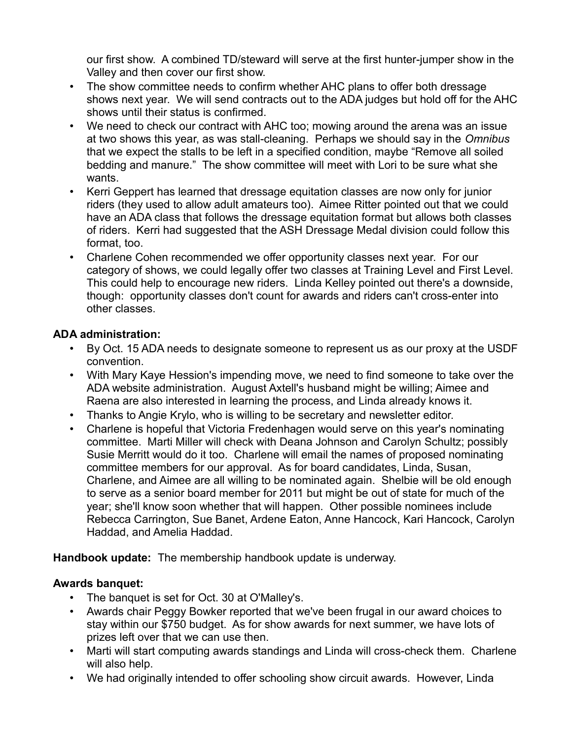our first show. A combined TD/steward will serve at the first hunter-jumper show in the Valley and then cover our first show.

- The show committee needs to confirm whether AHC plans to offer both dressage shows next year. We will send contracts out to the ADA judges but hold off for the AHC shows until their status is confirmed.
- We need to check our contract with AHC too; mowing around the arena was an issue at two shows this year, as was stall-cleaning. Perhaps we should say in the *Omnibus* that we expect the stalls to be left in a specified condition, maybe "Remove all soiled bedding and manure." The show committee will meet with Lori to be sure what she wants.
- Kerri Geppert has learned that dressage equitation classes are now only for junior riders (they used to allow adult amateurs too). Aimee Ritter pointed out that we could have an ADA class that follows the dressage equitation format but allows both classes of riders. Kerri had suggested that the ASH Dressage Medal division could follow this format, too.
- Charlene Cohen recommended we offer opportunity classes next year. For our category of shows, we could legally offer two classes at Training Level and First Level. This could help to encourage new riders. Linda Kelley pointed out there's a downside, though: opportunity classes don't count for awards and riders can't cross-enter into other classes.

**ADA administration:**

- By Oct. 15 ADA needs to designate someone to represent us as our proxy at the USDF convention.
- With Mary Kaye Hession's impending move, we need to find someone to take over the ADA website administration. August Axtell's husband might be willing; Aimee and Raena are also interested in learning the process, and Linda already knows it.
- Thanks to Angie Krylo, who is willing to be secretary and newsletter editor.
- Charlene is hopeful that Victoria Fredenhagen would serve on this year's nominating committee. Marti Miller will check with Deana Johnson and Carolyn Schultz; possibly Susie Merritt would do it too. Charlene will email the names of proposed nominating committee members for our approval. As for board candidates, Linda, Susan, Charlene, and Aimee are all willing to be nominated again. Shelbie will be old enough to serve as a senior board member for 2011 but might be out of state for much of the year; she'll know soon whether that will happen. Other possible nominees include Rebecca Carrington, Sue Banet, Ardene Eaton, Anne Hancock, Kari Hancock, Carolyn Haddad, and Amelia Haddad.

**Handbook update:** The membership handbook update is underway.

**Awards banquet:**

- The banquet is set for Oct. 30 at O'Malley's.
- Awards chair Peggy Bowker reported that we've been frugal in our award choices to stay within our $750 budget. As for show awards for next summer, we have lots of prizes left over that we can use then.
- Marti will start computing awards standings and Linda will cross-check them. Charlene will also help.
- We had originally intended to offer schooling show circuit awards. However, Linda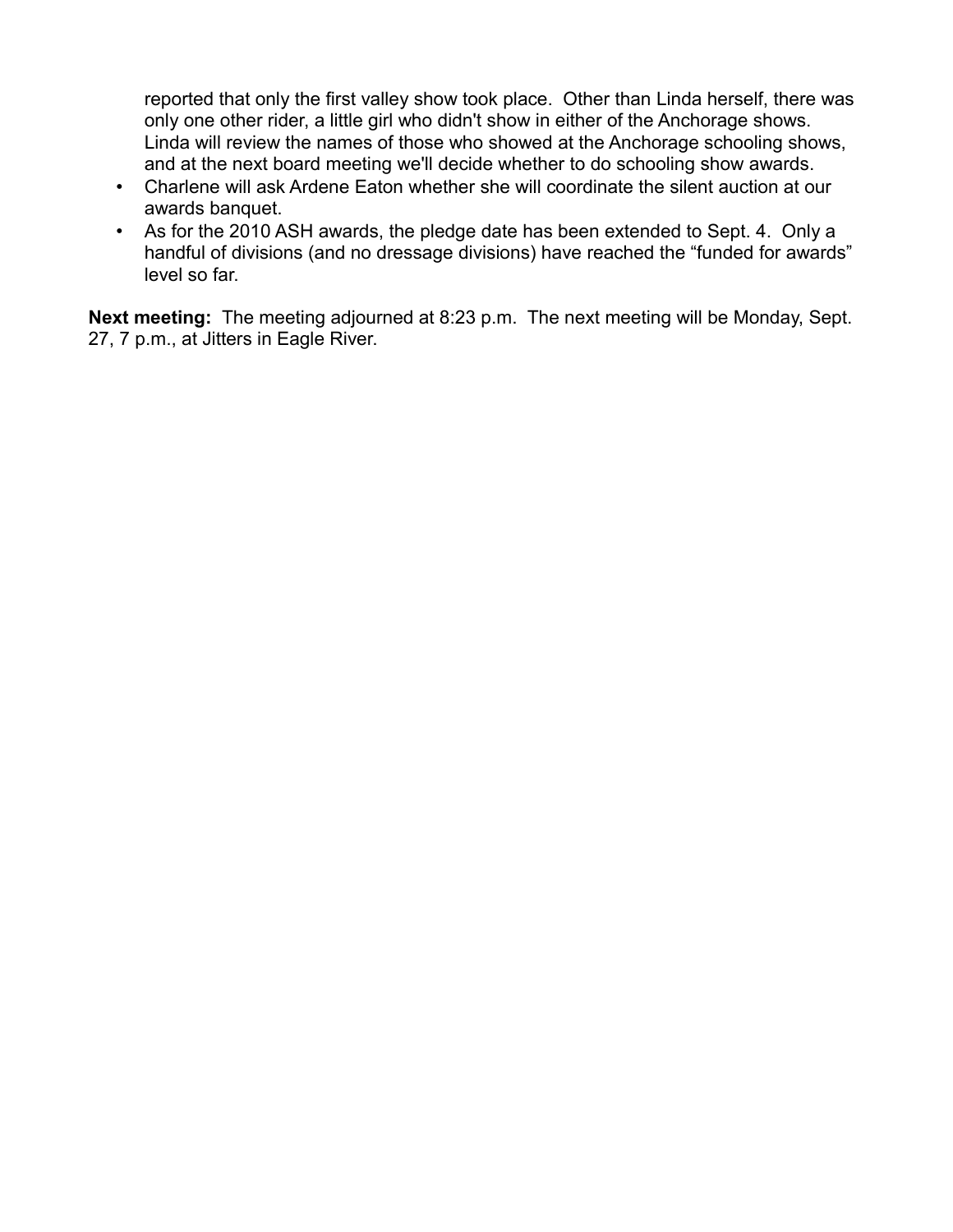reported that only the first valley show took place. Other than Linda herself, there was only one other rider, a little girl who didn't show in either of the Anchorage shows. Linda will review the names of those who showed at the Anchorage schooling shows, and at the next board meeting we'll decide whether to do schooling show awards.

- Charlene will ask Ardene Eaton whether she will coordinate the silent auction at our awards banquet.
- As for the 2010 ASH awards, the pledge date has been extended to Sept. 4. Only a handful of divisions (and no dressage divisions) have reached the "funded for awards" level so far.

**Next meeting:** The meeting adjourned at 8:23 p.m. The next meeting will be Monday, Sept. 27, 7 p.m., at Jitters in Eagle River.